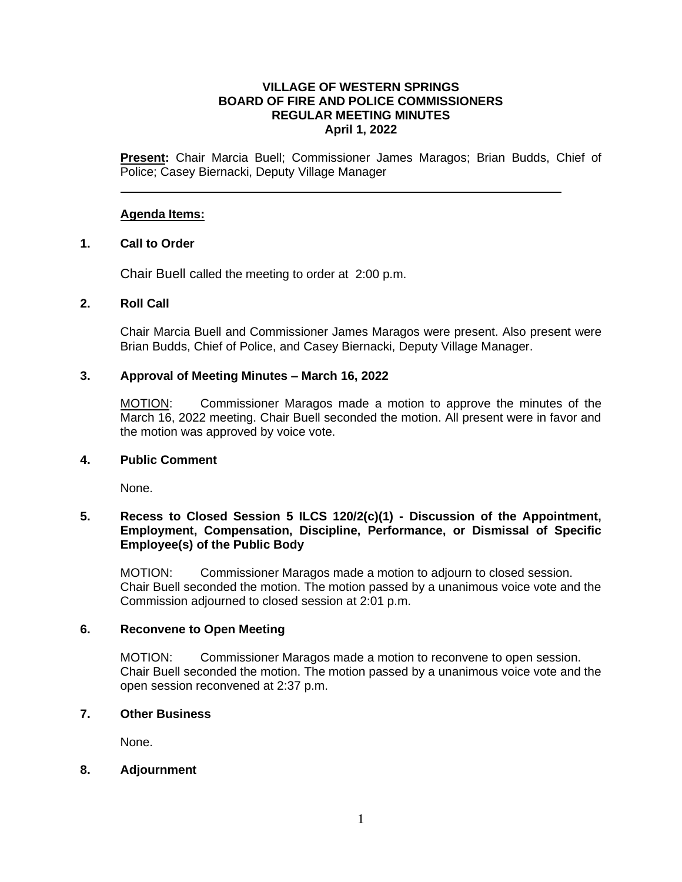**VILLAGE OF WESTERN SPRINGS**
**BOARD OF FIRE AND POLICE COMMISSIONERS**
**REGULAR MEETING MINUTES**
**April 1, 2022**

**Present:** Chair Marcia Buell; Commissioner James Maragos; Brian Budds, Chief of Police; Casey Biernacki, Deputy Village Manager

---

**Agenda Items:**

**1. Call to Order**

Chair Buell called the meeting to order at 2:00 p.m.

**2. Roll Call**

Chair Marcia Buell and Commissioner James Maragos were present. Also present were Brian Budds, Chief of Police, and Casey Biernacki, Deputy Village Manager.

**3. Approval of Meeting Minutes – March 16, 2022**

MOTION: Commissioner Maragos made a motion to approve the minutes of the March 16, 2022 meeting. Chair Buell seconded the motion. All present were in favor and the motion was approved by voice vote.

**4. Public Comment**

None.

**5. Recess to Closed Session 5 ILCS 120/2(c)(1) - Discussion of the Appointment, Employment, Compensation, Discipline, Performance, or Dismissal of Specific Employee(s) of the Public Body**

MOTION: Commissioner Maragos made a motion to adjourn to closed session. Chair Buell seconded the motion. The motion passed by a unanimous voice vote and the Commission adjourned to closed session at 2:01 p.m.

**6. Reconvene to Open Meeting**

MOTION: Commissioner Maragos made a motion to reconvene to open session. Chair Buell seconded the motion. The motion passed by a unanimous voice vote and the open session reconvened at 2:37 p.m.

**7. Other Business**

None.

**8. Adjournment**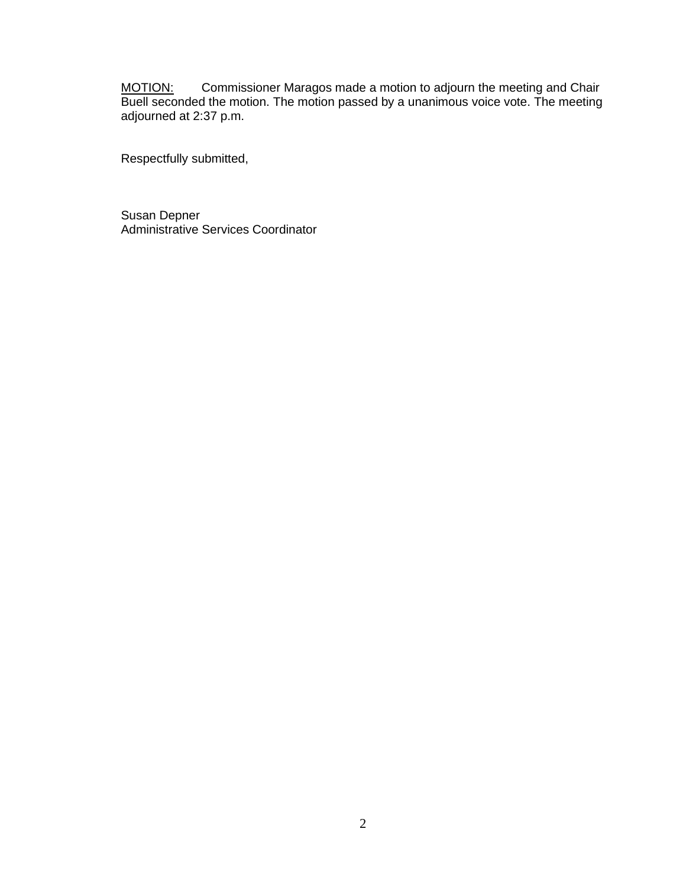<u>MOTION:</u> Commissioner Maragos made a motion to adjourn the meeting and Chair Buell seconded the motion. The motion passed by a unanimous voice vote. The meeting adjourned at 2:37 p.m.

Respectfully submitted,

Susan Depner
Administrative Services Coordinator